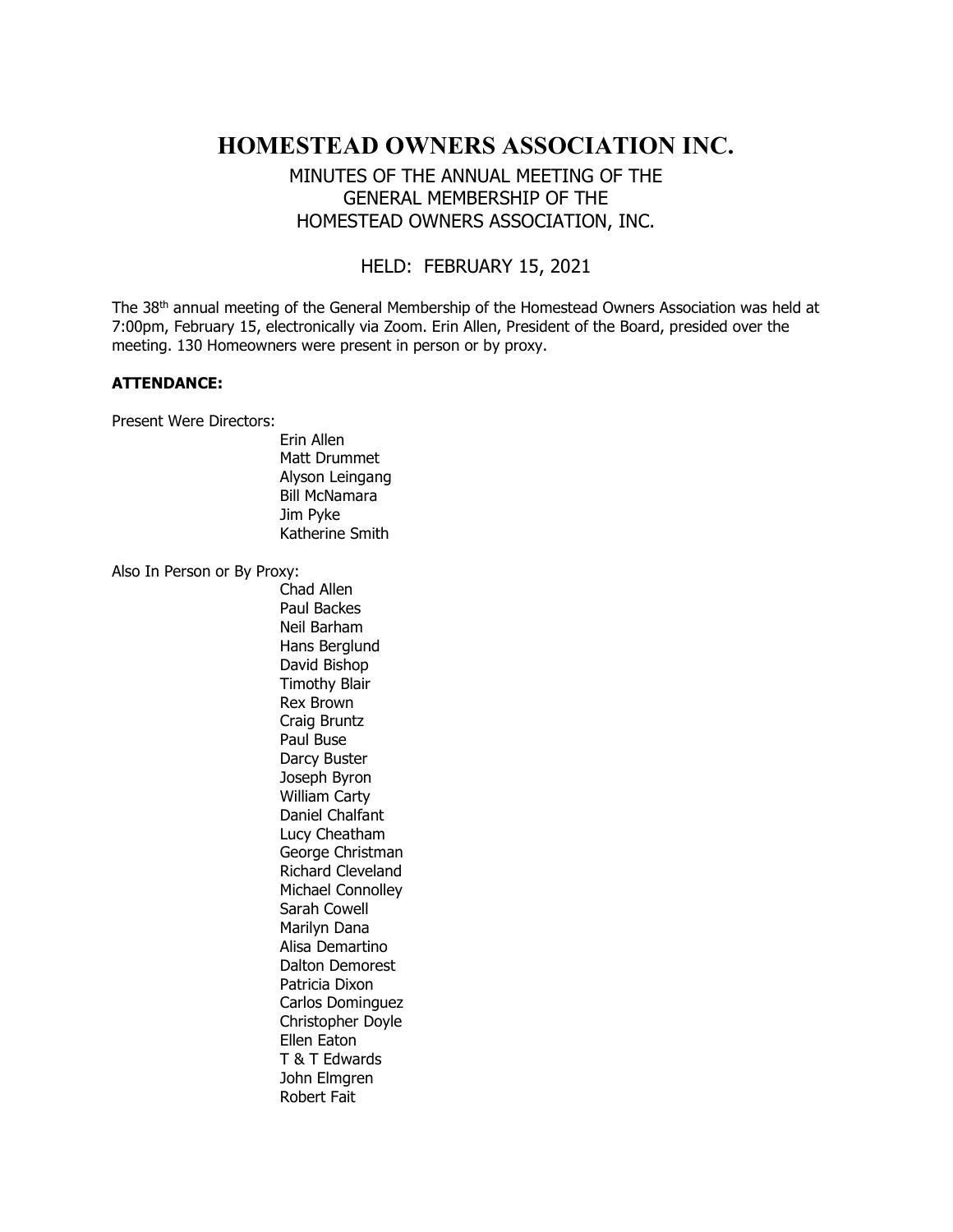# HOMESTEAD OWNERS ASSOCIATION INC.

## MINUTES OF THE ANNUAL MEETING OF THE GENERAL MEMBERSHIP OF THE HOMESTEAD OWNERS ASSOCIATION, INC.

## HELD: FEBRUARY 15, 2021

The 38th annual meeting of the General Membership of the Homestead Owners Association was held at 7:00pm, February 15, electronically via Zoom. Erin Allen, President of the Board, presided over the meeting. 130 Homeowners were present in person or by proxy.

**ATTENDANCE:**

Present Were Directors:

Erin Allen
Matt Drummet
Alyson Leingang
Bill McNamara
Jim Pyke
Katherine Smith

Also In Person or By Proxy:

Chad Allen
Paul Backes
Neil Barham
Hans Berglund
David Bishop
Timothy Blair
Rex Brown
Craig Bruntz
Paul Buse
Darcy Buster
Joseph Byron
William Carty
Daniel Chalfant
Lucy Cheatham
George Christman
Richard Cleveland
Michael Connolley
Sarah Cowell
Marilyn Dana
Alisa Demartino
Dalton Demorest
Patricia Dixon
Carlos Dominguez
Christopher Doyle
Ellen Eaton
T & T Edwards
John Elmgren
Robert Fait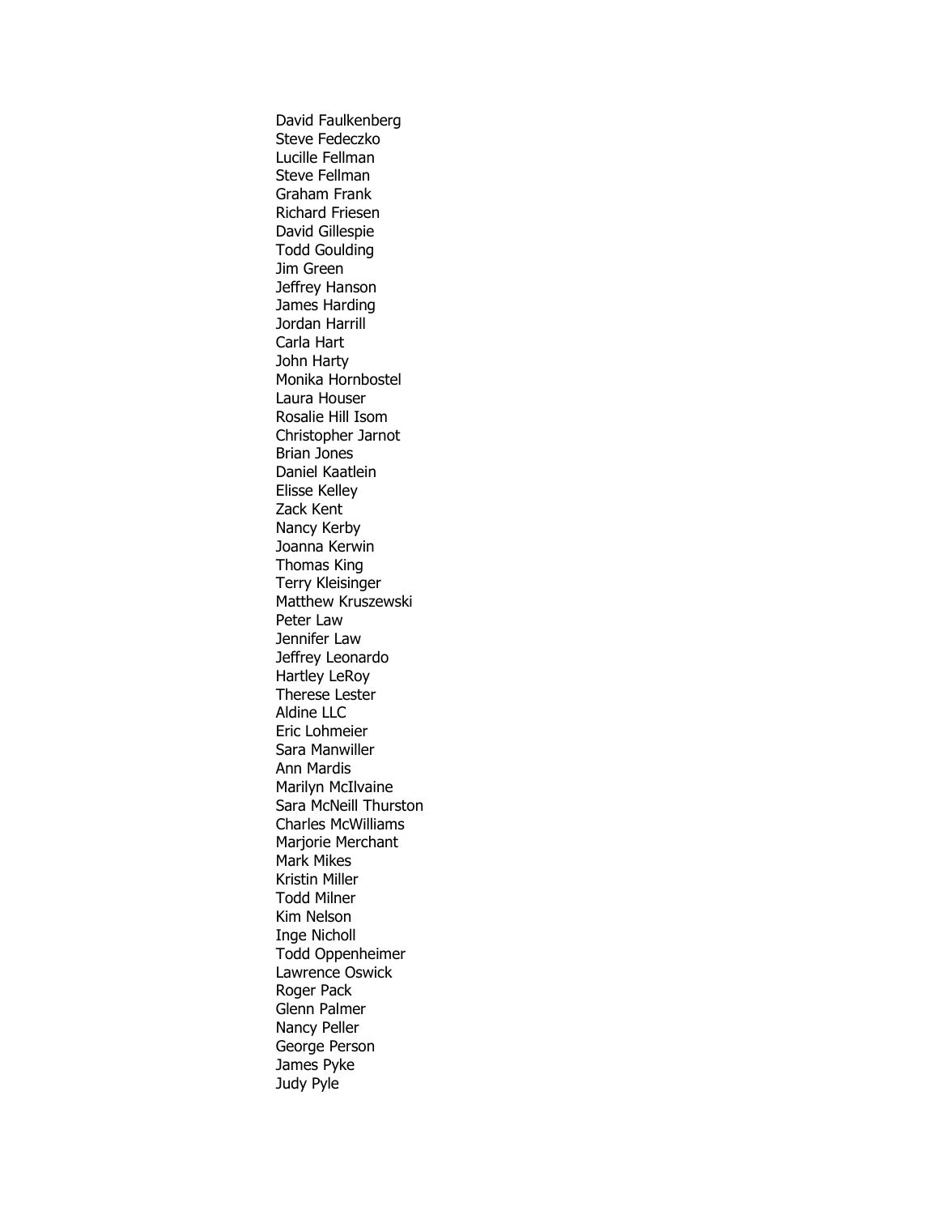David Faulkenberg
Steve Fedeczko
Lucille Fellman
Steve Fellman
Graham Frank
Richard Friesen
David Gillespie
Todd Goulding
Jim Green
Jeffrey Hanson
James Harding
Jordan Harrill
Carla Hart
John Harty
Monika Hornbostel
Laura Houser
Rosalie Hill Isom
Christopher Jarnot
Brian Jones
Daniel Kaatlein
Elisse Kelley
Zack Kent
Nancy Kerby
Joanna Kerwin
Thomas King
Terry Kleisinger
Matthew Kruszewski
Peter Law
Jennifer Law
Jeffrey Leonardo
Hartley LeRoy
Therese Lester
Aldine LLC
Eric Lohmeier
Sara Manwiller
Ann Mardis
Marilyn McIlvaine
Sara McNeill Thurston
Charles McWilliams
Marjorie Merchant
Mark Mikes
Kristin Miller
Todd Milner
Kim Nelson
Inge Nicholl
Todd Oppenheimer
Lawrence Oswick
Roger Pack
Glenn Palmer
Nancy Peller
George Person
James Pyke
Judy Pyle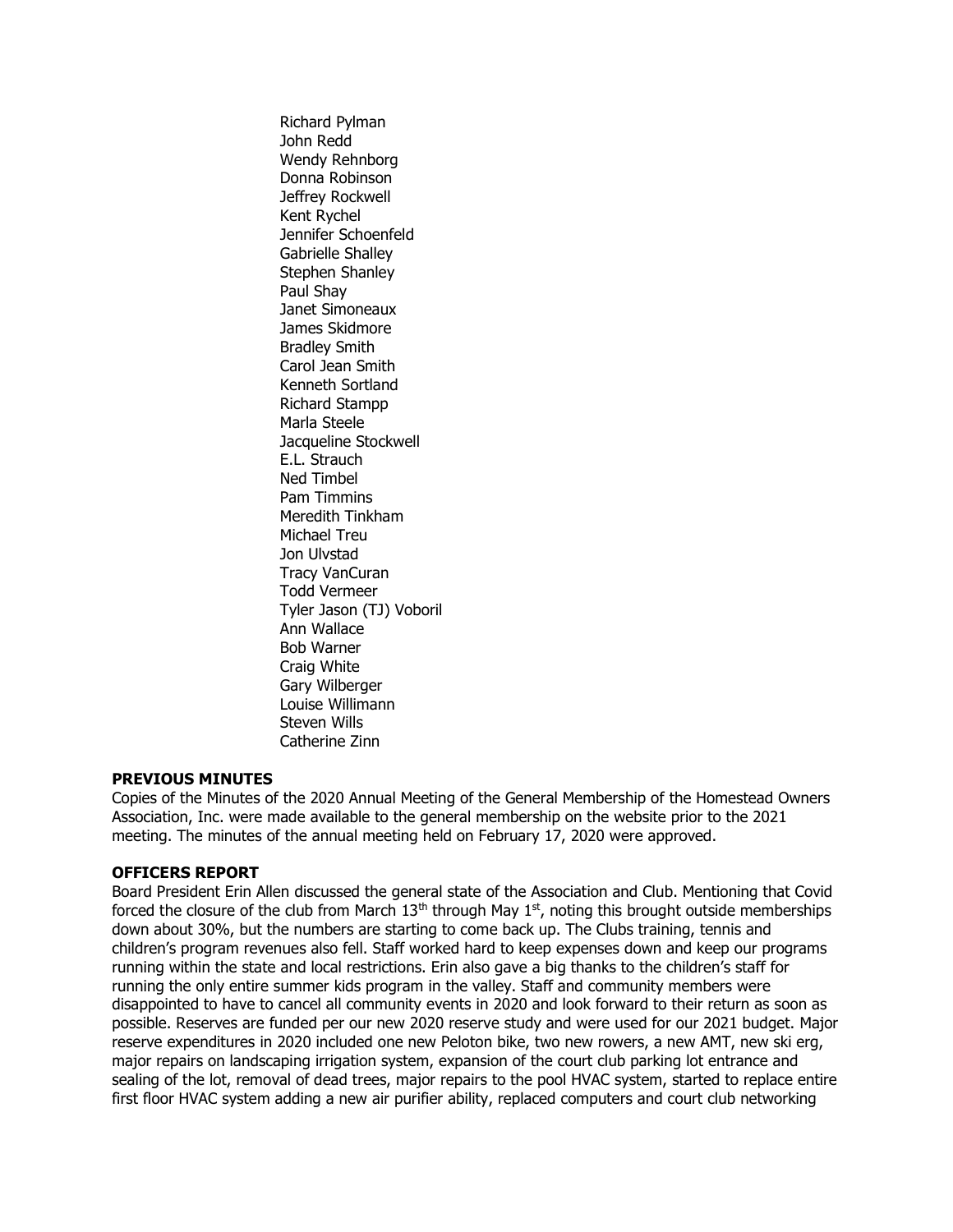Richard Pylman
John Redd
Wendy Rehnborg
Donna Robinson
Jeffrey Rockwell
Kent Rychel
Jennifer Schoenfeld
Gabrielle Shalley
Stephen Shanley
Paul Shay
Janet Simoneaux
James Skidmore
Bradley Smith
Carol Jean Smith
Kenneth Sortland
Richard Stampp
Marla Steele
Jacqueline Stockwell
E.L. Strauch
Ned Timbel
Pam Timmins
Meredith Tinkham
Michael Treu
Jon Ulvstad
Tracy VanCuran
Todd Vermeer
Tyler Jason (TJ) Voboril
Ann Wallace
Bob Warner
Craig White
Gary Wilberger
Louise Willimann
Steven Wills
Catherine Zinn

**PREVIOUS MINUTES**

Copies of the Minutes of the 2020 Annual Meeting of the General Membership of the Homestead Owners Association, Inc. were made available to the general membership on the website prior to the 2021 meeting. The minutes of the annual meeting held on February 17, 2020 were approved.

**OFFICERS REPORT**

Board President Erin Allen discussed the general state of the Association and Club. Mentioning that Covid forced the closure of the club from March 13th through May 1st, noting this brought outside memberships down about 30%, but the numbers are starting to come back up. The Clubs training, tennis and children's program revenues also fell. Staff worked hard to keep expenses down and keep our programs running within the state and local restrictions. Erin also gave a big thanks to the children's staff for running the only entire summer kids program in the valley. Staff and community members were disappointed to have to cancel all community events in 2020 and look forward to their return as soon as possible. Reserves are funded per our new 2020 reserve study and were used for our 2021 budget. Major reserve expenditures in 2020 included one new Peloton bike, two new rowers, a new AMT, new ski erg, major repairs on landscaping irrigation system, expansion of the court club parking lot entrance and sealing of the lot, removal of dead trees, major repairs to the pool HVAC system, started to replace entire first floor HVAC system adding a new air purifier ability, replaced computers and court club networking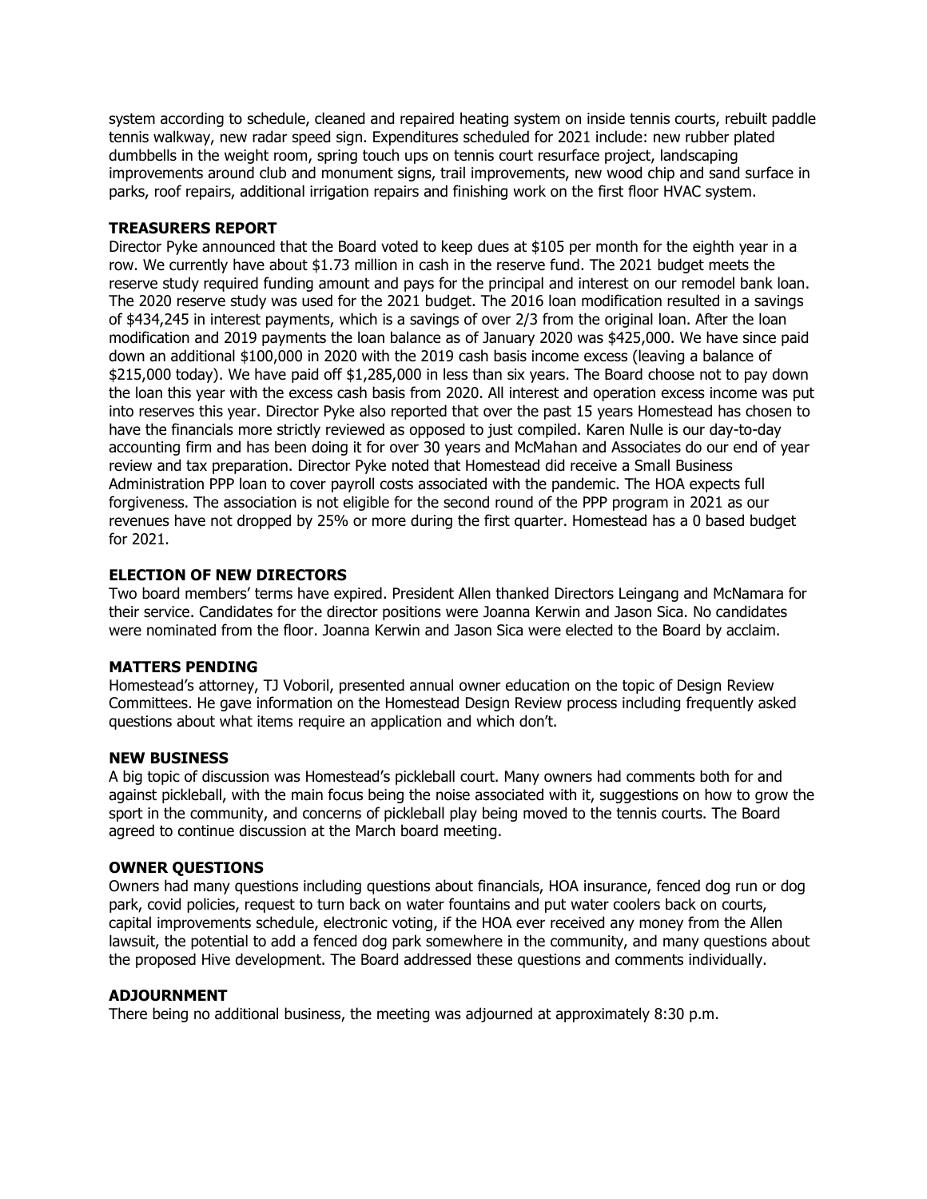system according to schedule, cleaned and repaired heating system on inside tennis courts, rebuilt paddle tennis walkway, new radar speed sign. Expenditures scheduled for 2021 include: new rubber plated dumbbells in the weight room, spring touch ups on tennis court resurface project, landscaping improvements around club and monument signs, trail improvements, new wood chip and sand surface in parks, roof repairs, additional irrigation repairs and finishing work on the first floor HVAC system.

### TREASURERS REPORT

Director Pyke announced that the Board voted to keep dues at $105 per month for the eighth year in a row. We currently have about $1.73 million in cash in the reserve fund. The 2021 budget meets the reserve study required funding amount and pays for the principal and interest on our remodel bank loan. The 2020 reserve study was used for the 2021 budget. The 2016 loan modification resulted in a savings of $434,245 in interest payments, which is a savings of over 2/3 from the original loan. After the loan modification and 2019 payments the loan balance as of January 2020 was $425,000. We have since paid down an additional $100,000 in 2020 with the 2019 cash basis income excess (leaving a balance of $215,000 today). We have paid off $1,285,000 in less than six years. The Board choose not to pay down the loan this year with the excess cash basis from 2020. All interest and operation excess income was put into reserves this year. Director Pyke also reported that over the past 15 years Homestead has chosen to have the financials more strictly reviewed as opposed to just compiled. Karen Nulle is our day-to-day accounting firm and has been doing it for over 30 years and McMahan and Associates do our end of year review and tax preparation. Director Pyke noted that Homestead did receive a Small Business Administration PPP loan to cover payroll costs associated with the pandemic. The HOA expects full forgiveness. The association is not eligible for the second round of the PPP program in 2021 as our revenues have not dropped by 25% or more during the first quarter. Homestead has a 0 based budget for 2021.

### ELECTION OF NEW DIRECTORS

Two board members' terms have expired. President Allen thanked Directors Leingang and McNamara for their service. Candidates for the director positions were Joanna Kerwin and Jason Sica. No candidates were nominated from the floor. Joanna Kerwin and Jason Sica were elected to the Board by acclaim.

### MATTERS PENDING

Homestead's attorney, TJ Voboril, presented annual owner education on the topic of Design Review Committees. He gave information on the Homestead Design Review process including frequently asked questions about what items require an application and which don't.

### NEW BUSINESS

A big topic of discussion was Homestead's pickleball court. Many owners had comments both for and against pickleball, with the main focus being the noise associated with it, suggestions on how to grow the sport in the community, and concerns of pickleball play being moved to the tennis courts. The Board agreed to continue discussion at the March board meeting.

### OWNER QUESTIONS

Owners had many questions including questions about financials, HOA insurance, fenced dog run or dog park, covid policies, request to turn back on water fountains and put water coolers back on courts, capital improvements schedule, electronic voting, if the HOA ever received any money from the Allen lawsuit, the potential to add a fenced dog park somewhere in the community, and many questions about the proposed Hive development. The Board addressed these questions and comments individually.

### ADJOURNMENT

There being no additional business, the meeting was adjourned at approximately 8:30 p.m.